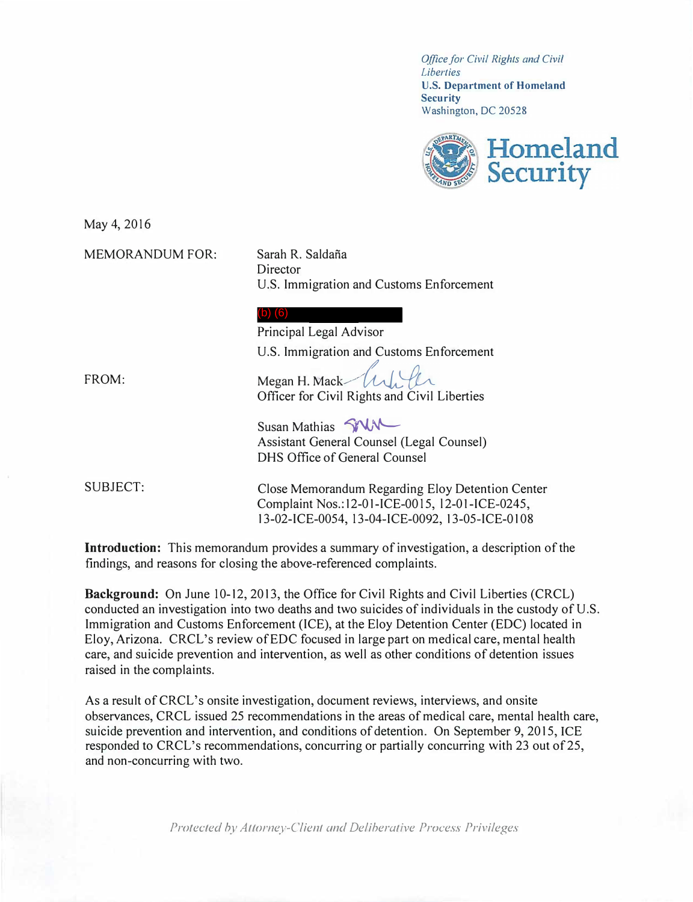*Office for Civil Rights and Civil Liberties*
**U.S. Department of Homeland Security**
Washington, DC 20528

**Homeland Security**

May 4, 2016

MEMORANDUM FOR: Sarah R. Saldaña
Director
U.S. Immigration and Customs Enforcement

(b) (6)
Principal Legal Advisor
U.S. Immigration and Customs Enforcement

FROM: Megan H. Mack
Officer for Civil Rights and Civil Liberties

Susan Mathias
Assistant General Counsel (Legal Counsel)
DHS Office of General Counsel

SUBJECT: Close Memorandum Regarding Eloy Detention Center
Complaint Nos.:12-01-ICE-0015, 12-01-ICE-0245,
13-02-ICE-0054, 13-04-ICE-0092, 13-05-ICE-0108

**Introduction:** This memorandum provides a summary of investigation, a description of the findings, and reasons for closing the above-referenced complaints.

**Background:** On June 10-12, 2013, the Office for Civil Rights and Civil Liberties (CRCL) conducted an investigation into two deaths and two suicides of individuals in the custody of U.S. Immigration and Customs Enforcement (ICE), at the Eloy Detention Center (EDC) located in Eloy, Arizona. CRCL's review of EDC focused in large part on medical care, mental health care, and suicide prevention and intervention, as well as other conditions of detention issues raised in the complaints.

As a result of CRCL's onsite investigation, document reviews, interviews, and onsite observances, CRCL issued 25 recommendations in the areas of medical care, mental health care, suicide prevention and intervention, and conditions of detention. On September 9, 2015, ICE responded to CRCL's recommendations, concurring or partially concurring with 23 out of 25, and non-concurring with two.

*Protected by Attorney-Client and Deliberative Process Privileges*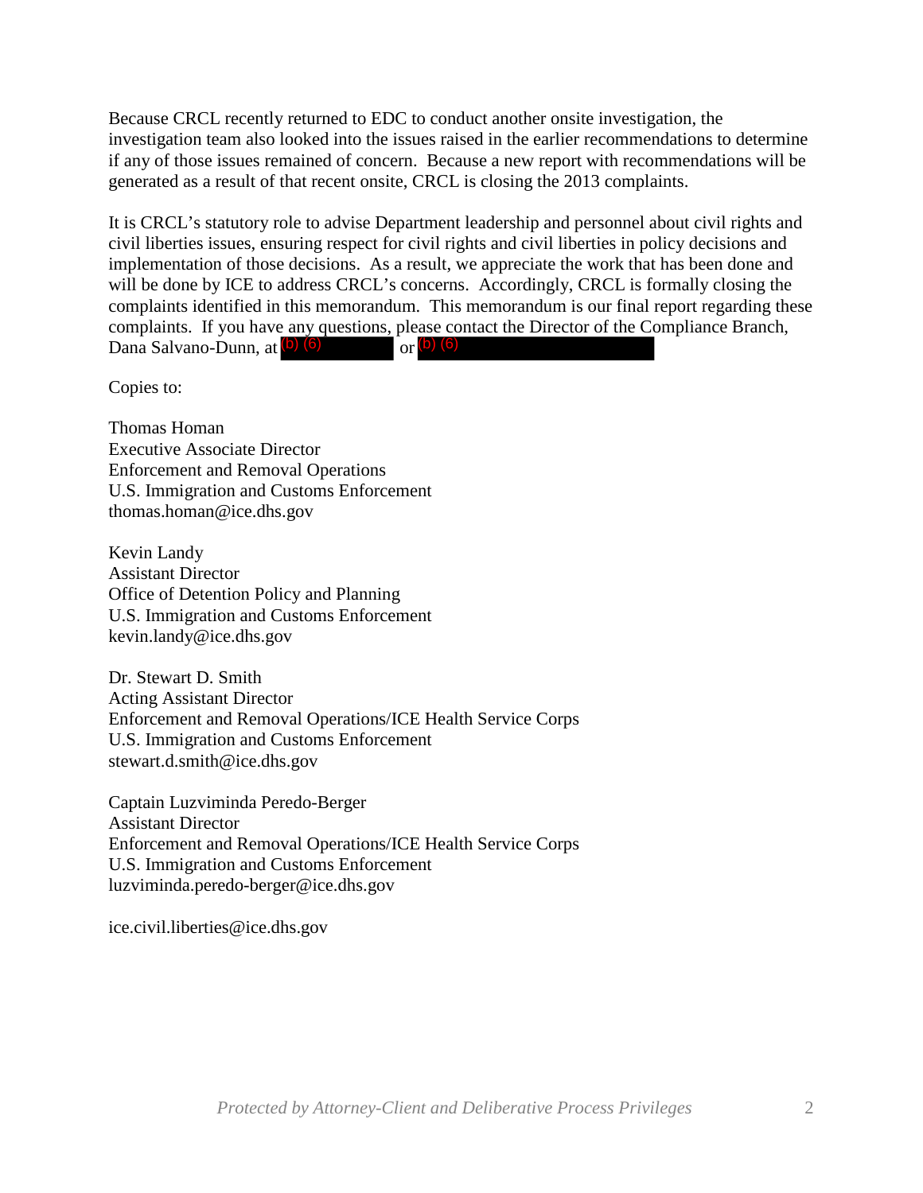Because CRCL recently returned to EDC to conduct another onsite investigation, the investigation team also looked into the issues raised in the earlier recommendations to determine if any of those issues remained of concern. Because a new report with recommendations will be generated as a result of that recent onsite, CRCL is closing the 2013 complaints.

It is CRCL's statutory role to advise Department leadership and personnel about civil rights and civil liberties issues, ensuring respect for civil rights and civil liberties in policy decisions and implementation of those decisions. As a result, we appreciate the work that has been done and will be done by ICE to address CRCL's concerns. Accordingly, CRCL is formally closing the complaints identified in this memorandum. This memorandum is our final report regarding these complaints. If you have any questions, please contact the Director of the Compliance Branch, Dana Salvano-Dunn, at (b) (6) or (b) (6)

Copies to:

Thomas Homan
Executive Associate Director
Enforcement and Removal Operations
U.S. Immigration and Customs Enforcement
thomas.homan@ice.dhs.gov

Kevin Landy
Assistant Director
Office of Detention Policy and Planning
U.S. Immigration and Customs Enforcement
kevin.landy@ice.dhs.gov

Dr. Stewart D. Smith
Acting Assistant Director
Enforcement and Removal Operations/ICE Health Service Corps
U.S. Immigration and Customs Enforcement
stewart.d.smith@ice.dhs.gov

Captain Luzviminda Peredo-Berger
Assistant Director
Enforcement and Removal Operations/ICE Health Service Corps
U.S. Immigration and Customs Enforcement
luzviminda.peredo-berger@ice.dhs.gov

ice.civil.liberties@ice.dhs.gov

*Protected by Attorney-Client and Deliberative Process Privileges*